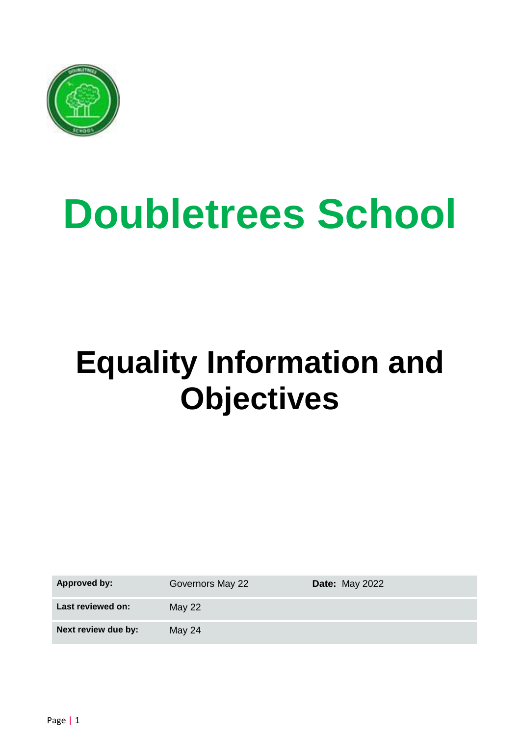# Doubletrees School

# Equality Information and Objectives

| **Approved by:** | Governors May 22 | **Date:** May 2022 |
| --- | --- | --- |
| **Last reviewed on:** | May 22 | |
| **Next review due by:** | May 24 | |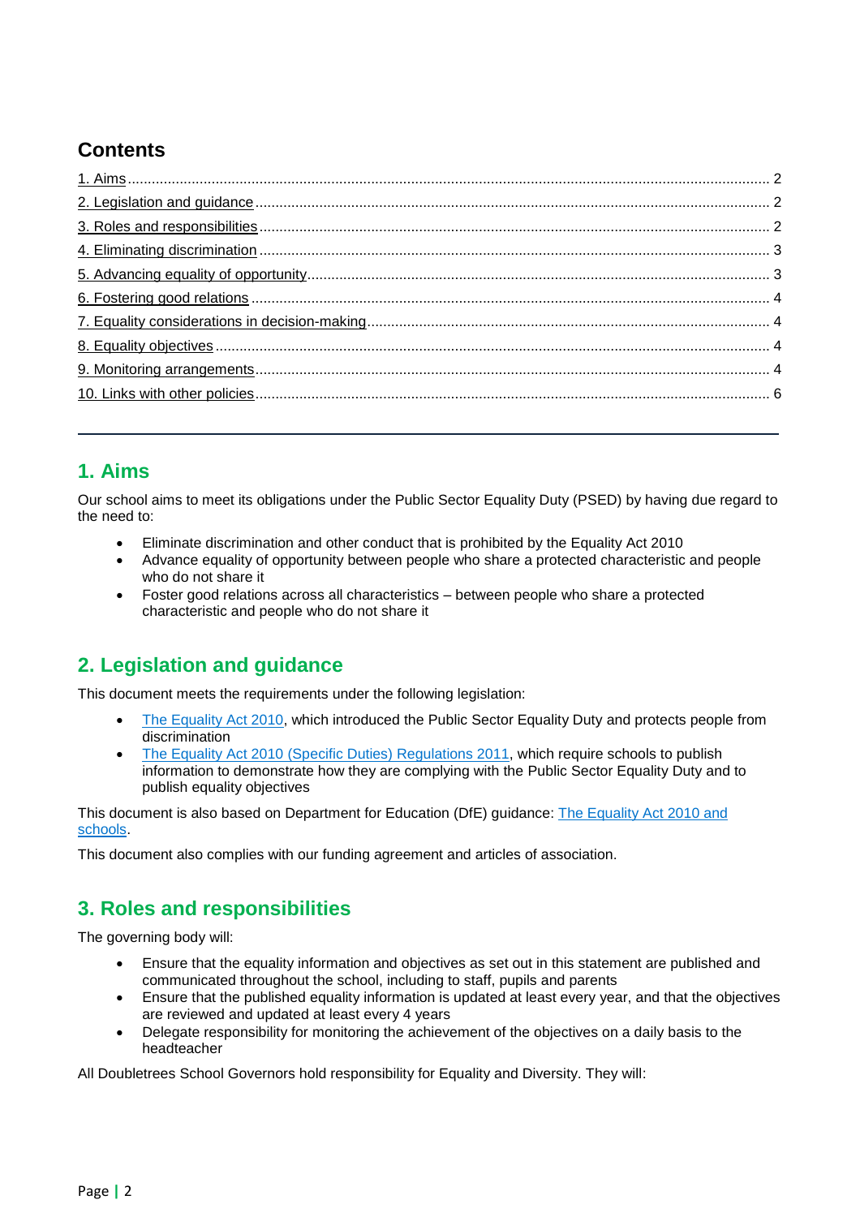## Contents

1. Aims ........ 2
2. Legislation and guidance ........ 2
3. Roles and responsibilities ........ 2
4. Eliminating discrimination ........ 3
5. Advancing equality of opportunity ........ 3
6. Fostering good relations ........ 4
7. Equality considerations in decision-making ........ 4
8. Equality objectives ........ 4
9. Monitoring arrangements ........ 4
10. Links with other policies ........ 6

---

## 1. Aims

Our school aims to meet its obligations under the Public Sector Equality Duty (PSED) by having due regard to the need to:

- Eliminate discrimination and other conduct that is prohibited by the Equality Act 2010
- Advance equality of opportunity between people who share a protected characteristic and people who do not share it
- Foster good relations across all characteristics – between people who share a protected characteristic and people who do not share it

## 2. Legislation and guidance

This document meets the requirements under the following legislation:

- The Equality Act 2010, which introduced the Public Sector Equality Duty and protects people from discrimination
- The Equality Act 2010 (Specific Duties) Regulations 2011, which require schools to publish information to demonstrate how they are complying with the Public Sector Equality Duty and to publish equality objectives

This document is also based on Department for Education (DfE) guidance: The Equality Act 2010 and schools.

This document also complies with our funding agreement and articles of association.

## 3. Roles and responsibilities

The governing body will:

- Ensure that the equality information and objectives as set out in this statement are published and communicated throughout the school, including to staff, pupils and parents
- Ensure that the published equality information is updated at least every year, and that the objectives are reviewed and updated at least every 4 years
- Delegate responsibility for monitoring the achievement of the objectives on a daily basis to the headteacher

All Doubletrees School Governors hold responsibility for Equality and Diversity. They will: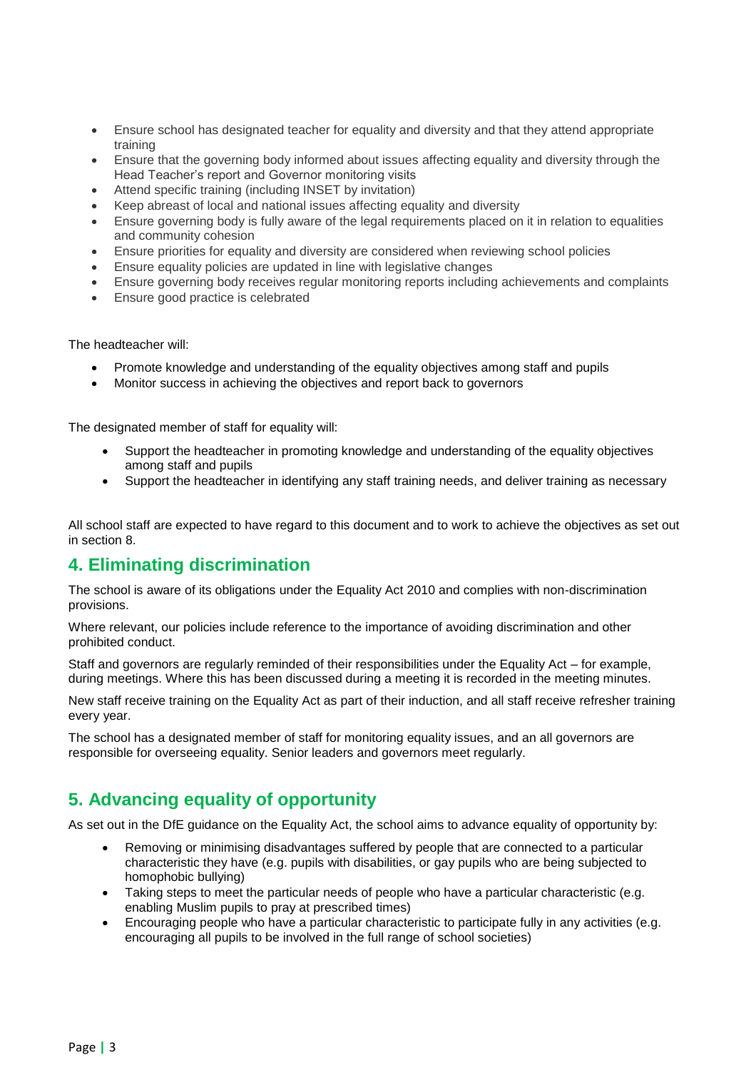- Ensure school has designated teacher for equality and diversity and that they attend appropriate training
- Ensure that the governing body informed about issues affecting equality and diversity through the Head Teacher's report and Governor monitoring visits
- Attend specific training (including INSET by invitation)
- Keep abreast of local and national issues affecting equality and diversity
- Ensure governing body is fully aware of the legal requirements placed on it in relation to equalities and community cohesion
- Ensure priorities for equality and diversity are considered when reviewing school policies
- Ensure equality policies are updated in line with legislative changes
- Ensure governing body receives regular monitoring reports including achievements and complaints
- Ensure good practice is celebrated

The headteacher will:

- Promote knowledge and understanding of the equality objectives among staff and pupils
- Monitor success in achieving the objectives and report back to governors

The designated member of staff for equality will:

- Support the headteacher in promoting knowledge and understanding of the equality objectives among staff and pupils
- Support the headteacher in identifying any staff training needs, and deliver training as necessary

All school staff are expected to have regard to this document and to work to achieve the objectives as set out in section 8.

## 4. Eliminating discrimination

The school is aware of its obligations under the Equality Act 2010 and complies with non-discrimination provisions.

Where relevant, our policies include reference to the importance of avoiding discrimination and other prohibited conduct.

Staff and governors are regularly reminded of their responsibilities under the Equality Act – for example, during meetings. Where this has been discussed during a meeting it is recorded in the meeting minutes.

New staff receive training on the Equality Act as part of their induction, and all staff receive refresher training every year.

The school has a designated member of staff for monitoring equality issues, and an all governors are responsible for overseeing equality. Senior leaders and governors meet regularly.

## 5. Advancing equality of opportunity

As set out in the DfE guidance on the Equality Act, the school aims to advance equality of opportunity by:

- Removing or minimising disadvantages suffered by people that are connected to a particular characteristic they have (e.g. pupils with disabilities, or gay pupils who are being subjected to homophobic bullying)
- Taking steps to meet the particular needs of people who have a particular characteristic (e.g. enabling Muslim pupils to pray at prescribed times)
- Encouraging people who have a particular characteristic to participate fully in any activities (e.g. encouraging all pupils to be involved in the full range of school societies)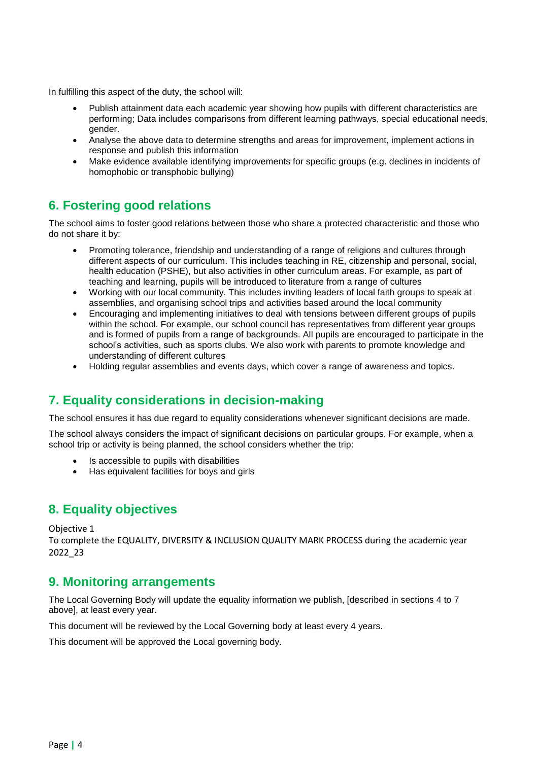In fulfilling this aspect of the duty, the school will:

- Publish attainment data each academic year showing how pupils with different characteristics are performing; Data includes comparisons from different learning pathways, special educational needs, gender.
- Analyse the above data to determine strengths and areas for improvement, implement actions in response and publish this information
- Make evidence available identifying improvements for specific groups (e.g. declines in incidents of homophobic or transphobic bullying)

## 6. Fostering good relations

The school aims to foster good relations between those who share a protected characteristic and those who do not share it by:

- Promoting tolerance, friendship and understanding of a range of religions and cultures through different aspects of our curriculum. This includes teaching in RE, citizenship and personal, social, health education (PSHE), but also activities in other curriculum areas. For example, as part of teaching and learning, pupils will be introduced to literature from a range of cultures
- Working with our local community. This includes inviting leaders of local faith groups to speak at assemblies, and organising school trips and activities based around the local community
- Encouraging and implementing initiatives to deal with tensions between different groups of pupils within the school. For example, our school council has representatives from different year groups and is formed of pupils from a range of backgrounds. All pupils are encouraged to participate in the school's activities, such as sports clubs. We also work with parents to promote knowledge and understanding of different cultures
- Holding regular assemblies and events days, which cover a range of awareness and topics.

## 7. Equality considerations in decision-making

The school ensures it has due regard to equality considerations whenever significant decisions are made.

The school always considers the impact of significant decisions on particular groups. For example, when a school trip or activity is being planned, the school considers whether the trip:

- Is accessible to pupils with disabilities
- Has equivalent facilities for boys and girls

## 8. Equality objectives

Objective 1
To complete the EQUALITY, DIVERSITY & INCLUSION QUALITY MARK PROCESS during the academic year 2022_23

## 9. Monitoring arrangements

The Local Governing Body will update the equality information we publish, [described in sections 4 to 7 above], at least every year.

This document will be reviewed by the Local Governing body at least every 4 years.

This document will be approved the Local governing body.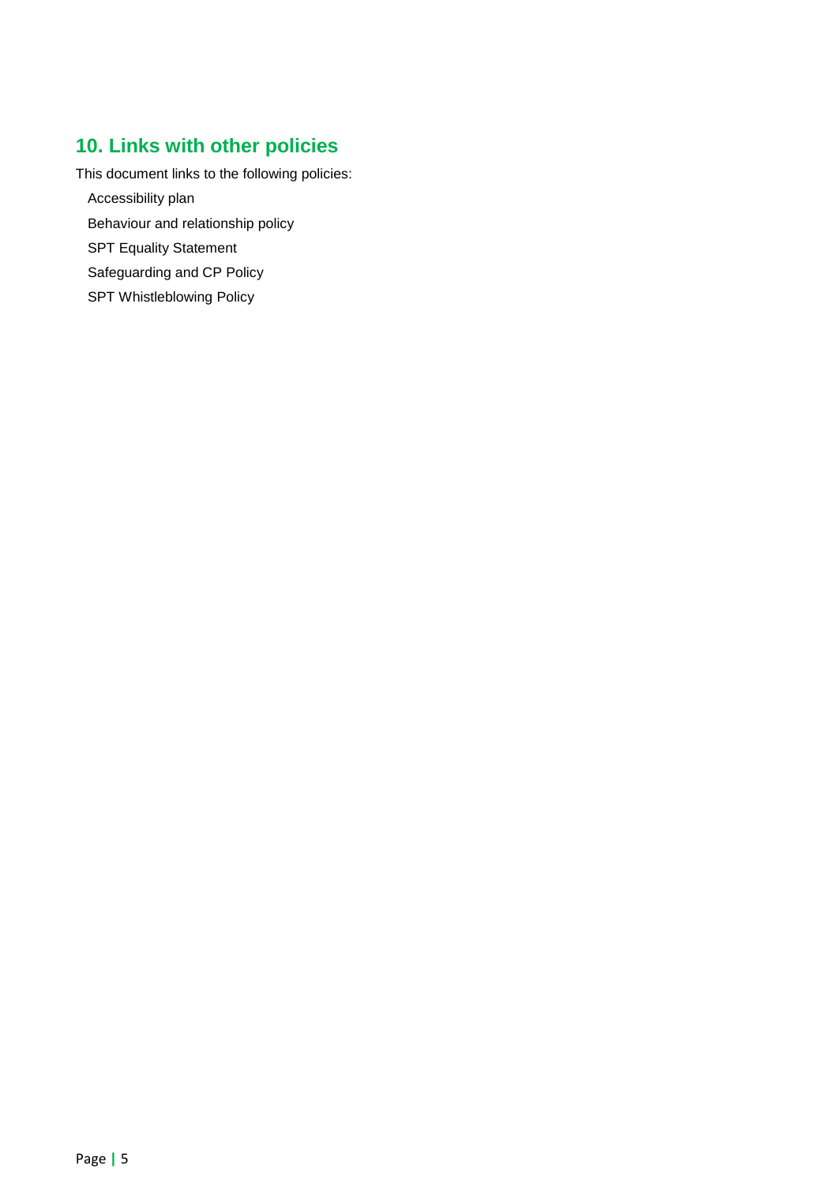## 10. Links with other policies

This document links to the following policies:

- Accessibility plan
- Behaviour and relationship policy
- SPT Equality Statement
- Safeguarding and CP Policy
- SPT Whistleblowing Policy